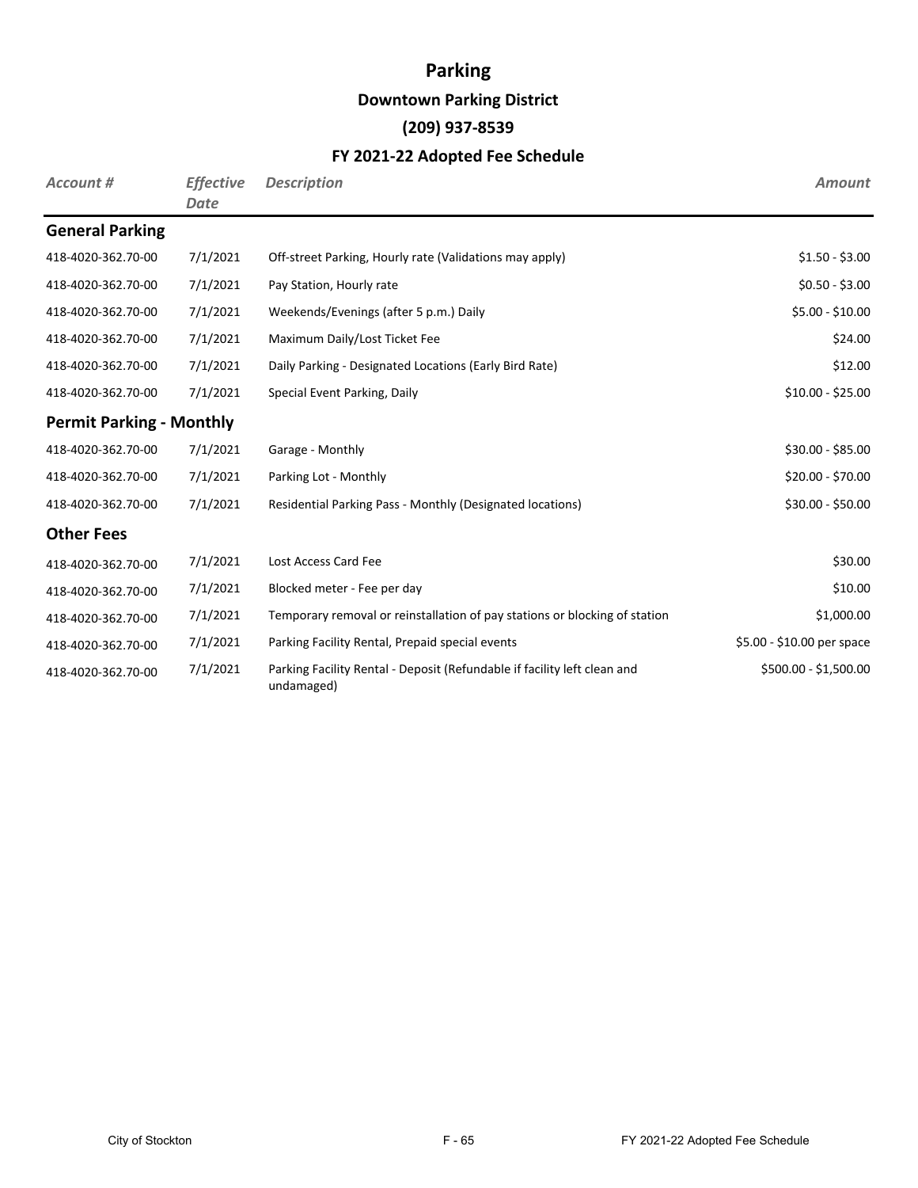# Parking

## Downtown Parking District

### (209) 937-8539

### FY 2021-22 Adopted Fee Schedule

| *Account #* | *Effective Date* | *Description* | *Amount* |
|---|---|---|---|
| **General Parking** | | | |
| 418-4020-362.70-00 | 7/1/2021 | Off-street Parking, Hourly rate (Validations may apply) | $1.50 - $3.00 |
| 418-4020-362.70-00 | 7/1/2021 | Pay Station, Hourly rate | $0.50 - $3.00 |
| 418-4020-362.70-00 | 7/1/2021 | Weekends/Evenings (after 5 p.m.) Daily | $5.00 - $10.00 |
| 418-4020-362.70-00 | 7/1/2021 | Maximum Daily/Lost Ticket Fee | $24.00 |
| 418-4020-362.70-00 | 7/1/2021 | Daily Parking - Designated Locations (Early Bird Rate) | $12.00 |
| 418-4020-362.70-00 | 7/1/2021 | Special Event Parking, Daily | $10.00 - $25.00 |
| **Permit Parking - Monthly** | | | |
| 418-4020-362.70-00 | 7/1/2021 | Garage - Monthly | $30.00 - $85.00 |
| 418-4020-362.70-00 | 7/1/2021 | Parking Lot - Monthly | $20.00 - $70.00 |
| 418-4020-362.70-00 | 7/1/2021 | Residential Parking Pass - Monthly (Designated locations) | $30.00 - $50.00 |
| **Other Fees** | | | |
| 418-4020-362.70-00 | 7/1/2021 | Lost Access Card Fee | $30.00 |
| 418-4020-362.70-00 | 7/1/2021 | Blocked meter - Fee per day | $10.00 |
| 418-4020-362.70-00 | 7/1/2021 | Temporary removal or reinstallation of pay stations or blocking of station | $1,000.00 |
| 418-4020-362.70-00 | 7/1/2021 | Parking Facility Rental, Prepaid special events | $5.00 - $10.00 per space |
| 418-4020-362.70-00 | 7/1/2021 | Parking Facility Rental - Deposit (Refundable if facility left clean and undamaged) | $500.00 - $1,500.00 |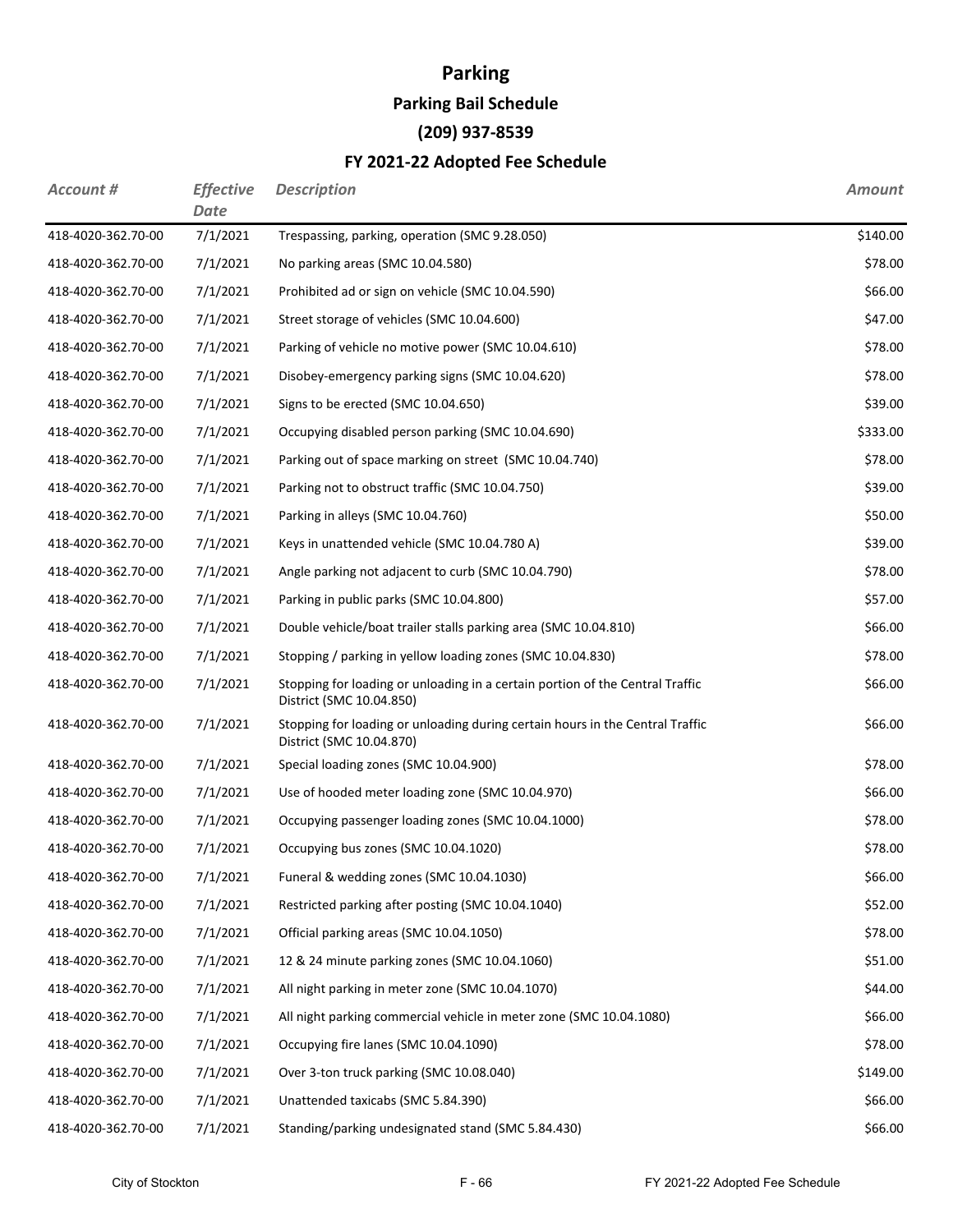# Parking

## Parking Bail Schedule

## (209) 937-8539

## FY 2021-22 Adopted Fee Schedule

| *Account #* | *Effective Date* | *Description* | *Amount* |
|---|---|---|---|
| 418-4020-362.70-00 | 7/1/2021 | Trespassing, parking, operation (SMC 9.28.050) | $140.00 |
| 418-4020-362.70-00 | 7/1/2021 | No parking areas (SMC 10.04.580) | $78.00 |
| 418-4020-362.70-00 | 7/1/2021 | Prohibited ad or sign on vehicle (SMC 10.04.590) | $66.00 |
| 418-4020-362.70-00 | 7/1/2021 | Street storage of vehicles (SMC 10.04.600) | $47.00 |
| 418-4020-362.70-00 | 7/1/2021 | Parking of vehicle no motive power (SMC 10.04.610) | $78.00 |
| 418-4020-362.70-00 | 7/1/2021 | Disobey-emergency parking signs (SMC 10.04.620) | $78.00 |
| 418-4020-362.70-00 | 7/1/2021 | Signs to be erected (SMC 10.04.650) | $39.00 |
| 418-4020-362.70-00 | 7/1/2021 | Occupying disabled person parking (SMC 10.04.690) | $333.00 |
| 418-4020-362.70-00 | 7/1/2021 | Parking out of space marking on street (SMC 10.04.740) | $78.00 |
| 418-4020-362.70-00 | 7/1/2021 | Parking not to obstruct traffic (SMC 10.04.750) | $39.00 |
| 418-4020-362.70-00 | 7/1/2021 | Parking in alleys (SMC 10.04.760) | $50.00 |
| 418-4020-362.70-00 | 7/1/2021 | Keys in unattended vehicle (SMC 10.04.780 A) | $39.00 |
| 418-4020-362.70-00 | 7/1/2021 | Angle parking not adjacent to curb (SMC 10.04.790) | $78.00 |
| 418-4020-362.70-00 | 7/1/2021 | Parking in public parks (SMC 10.04.800) | $57.00 |
| 418-4020-362.70-00 | 7/1/2021 | Double vehicle/boat trailer stalls parking area (SMC 10.04.810) | $66.00 |
| 418-4020-362.70-00 | 7/1/2021 | Stopping / parking in yellow loading zones (SMC 10.04.830) | $78.00 |
| 418-4020-362.70-00 | 7/1/2021 | Stopping for loading or unloading in a certain portion of the Central Traffic District (SMC 10.04.850) | $66.00 |
| 418-4020-362.70-00 | 7/1/2021 | Stopping for loading or unloading during certain hours in the Central Traffic District (SMC 10.04.870) | $66.00 |
| 418-4020-362.70-00 | 7/1/2021 | Special loading zones (SMC 10.04.900) | $78.00 |
| 418-4020-362.70-00 | 7/1/2021 | Use of hooded meter loading zone (SMC 10.04.970) | $66.00 |
| 418-4020-362.70-00 | 7/1/2021 | Occupying passenger loading zones (SMC 10.04.1000) | $78.00 |
| 418-4020-362.70-00 | 7/1/2021 | Occupying bus zones (SMC 10.04.1020) | $78.00 |
| 418-4020-362.70-00 | 7/1/2021 | Funeral & wedding zones (SMC 10.04.1030) | $66.00 |
| 418-4020-362.70-00 | 7/1/2021 | Restricted parking after posting (SMC 10.04.1040) | $52.00 |
| 418-4020-362.70-00 | 7/1/2021 | Official parking areas (SMC 10.04.1050) | $78.00 |
| 418-4020-362.70-00 | 7/1/2021 | 12 & 24 minute parking zones (SMC 10.04.1060) | $51.00 |
| 418-4020-362.70-00 | 7/1/2021 | All night parking in meter zone (SMC 10.04.1070) | $44.00 |
| 418-4020-362.70-00 | 7/1/2021 | All night parking commercial vehicle in meter zone (SMC 10.04.1080) | $66.00 |
| 418-4020-362.70-00 | 7/1/2021 | Occupying fire lanes (SMC 10.04.1090) | $78.00 |
| 418-4020-362.70-00 | 7/1/2021 | Over 3-ton truck parking (SMC 10.08.040) | $149.00 |
| 418-4020-362.70-00 | 7/1/2021 | Unattended taxicabs (SMC 5.84.390) | $66.00 |
| 418-4020-362.70-00 | 7/1/2021 | Standing/parking undesignated stand (SMC 5.84.430) | $66.00 |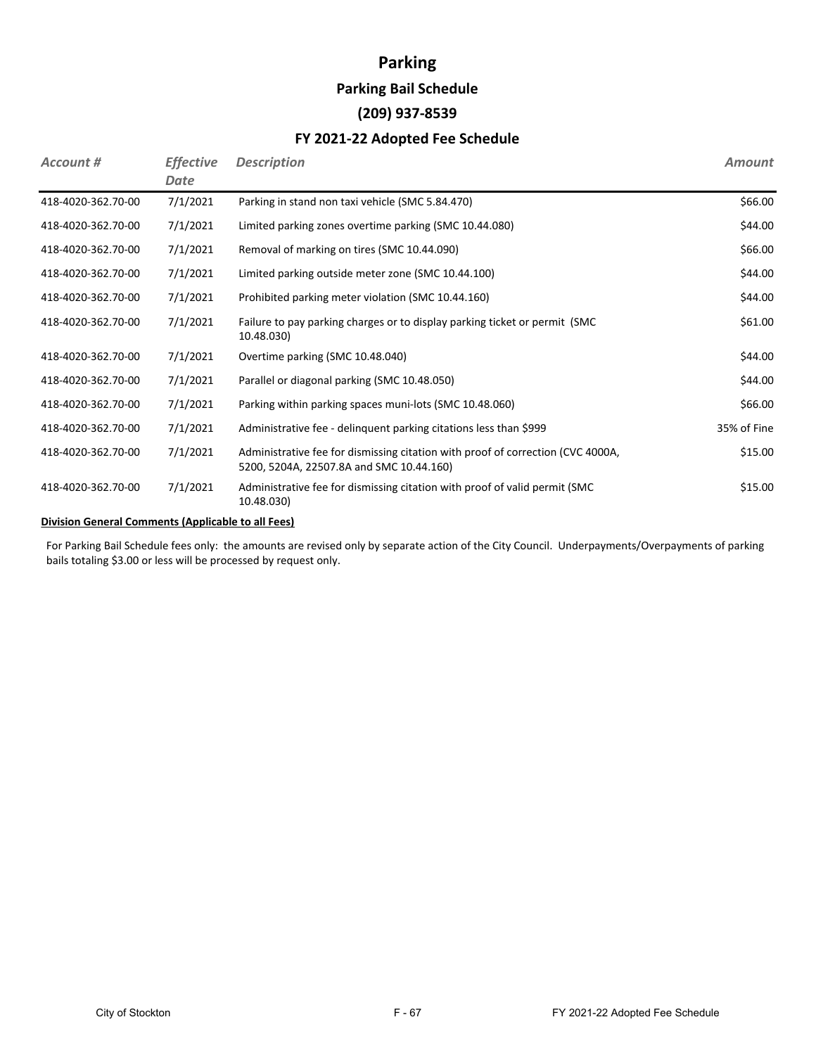# Parking

## Parking Bail Schedule

## (209) 937-8539

## FY 2021-22 Adopted Fee Schedule

| *Account #* | *Effective Date* | *Description* | *Amount* |
|---|---|---|---|
| 418-4020-362.70-00 | 7/1/2021 | Parking in stand non taxi vehicle (SMC 5.84.470) | $66.00 |
| 418-4020-362.70-00 | 7/1/2021 | Limited parking zones overtime parking (SMC 10.44.080) | $44.00 |
| 418-4020-362.70-00 | 7/1/2021 | Removal of marking on tires (SMC 10.44.090) | $66.00 |
| 418-4020-362.70-00 | 7/1/2021 | Limited parking outside meter zone (SMC 10.44.100) | $44.00 |
| 418-4020-362.70-00 | 7/1/2021 | Prohibited parking meter violation (SMC 10.44.160) | $44.00 |
| 418-4020-362.70-00 | 7/1/2021 | Failure to pay parking charges or to display parking ticket or permit (SMC 10.48.030) | $61.00 |
| 418-4020-362.70-00 | 7/1/2021 | Overtime parking (SMC 10.48.040) | $44.00 |
| 418-4020-362.70-00 | 7/1/2021 | Parallel or diagonal parking (SMC 10.48.050) | $44.00 |
| 418-4020-362.70-00 | 7/1/2021 | Parking within parking spaces muni-lots (SMC 10.48.060) | $66.00 |
| 418-4020-362.70-00 | 7/1/2021 | Administrative fee - delinquent parking citations less than $999 | 35% of Fine |
| 418-4020-362.70-00 | 7/1/2021 | Administrative fee for dismissing citation with proof of correction (CVC 4000A, 5200, 5204A, 22507.8A and SMC 10.44.160) | $15.00 |
| 418-4020-362.70-00 | 7/1/2021 | Administrative fee for dismissing citation with proof of valid permit (SMC 10.48.030) | $15.00 |

**Division General Comments (Applicable to all Fees)**

For Parking Bail Schedule fees only: the amounts are revised only by separate action of the City Council. Underpayments/Overpayments of parking bails totaling $3.00 or less will be processed by request only.